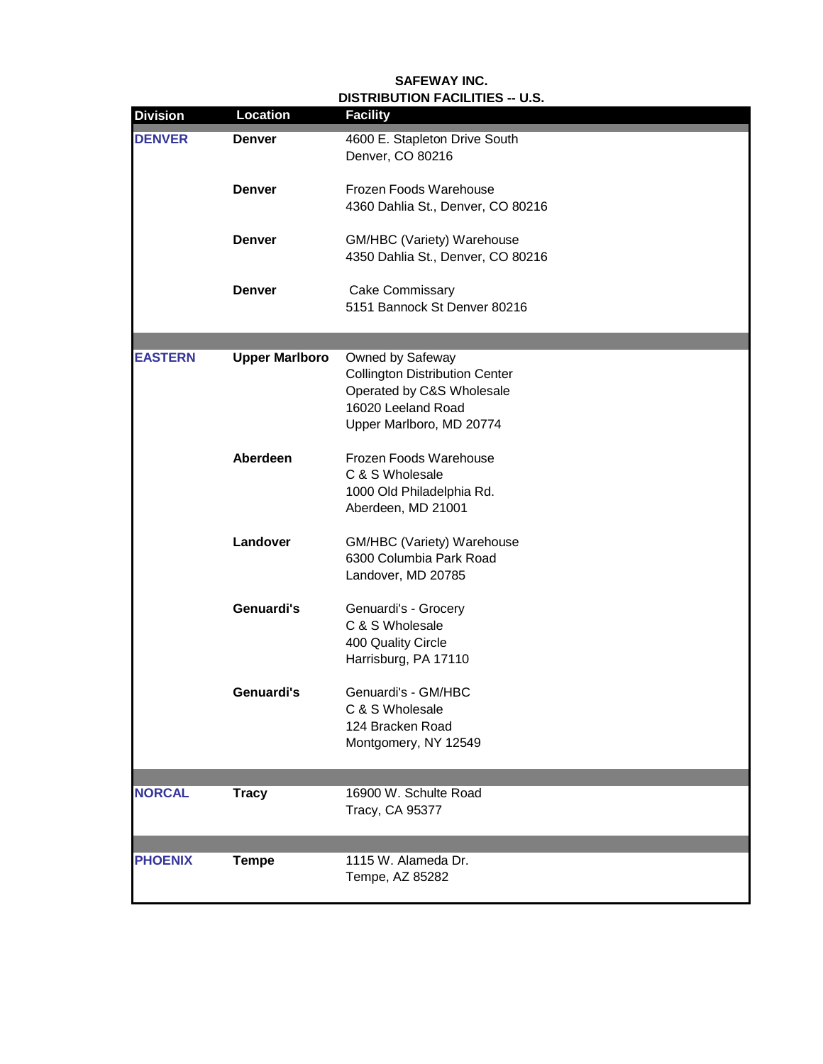**SAFEWAY INC.**
**DISTRIBUTION FACILITIES -- U.S.**

| Division | Location | Facility |
|---|---|---|
| **DENVER** | **Denver** | 4600 E. Stapleton Drive South<br>Denver, CO 80216 |
| | **Denver** | Frozen Foods Warehouse<br>4360 Dahlia St., Denver, CO 80216 |
| | **Denver** | GM/HBC (Variety) Warehouse<br>4350 Dahlia St., Denver, CO 80216 |
| | **Denver** | Cake Commissary<br>5151 Bannock St Denver 80216 |
| **EASTERN** | **Upper Marlboro** | Owned by Safeway<br>Collington Distribution Center<br>Operated by C&S Wholesale<br>16020 Leeland Road<br>Upper Marlboro, MD 20774 |
| | **Aberdeen** | Frozen Foods Warehouse<br>C & S Wholesale<br>1000 Old Philadelphia Rd.<br>Aberdeen, MD 21001 |
| | **Landover** | GM/HBC (Variety) Warehouse<br>6300 Columbia Park Road<br>Landover, MD 20785 |
| | **Genuardi's** | Genuardi's - Grocery<br>C & S Wholesale<br>400 Quality Circle<br>Harrisburg, PA 17110 |
| | **Genuardi's** | Genuardi's - GM/HBC<br>C & S Wholesale<br>124 Bracken Road<br>Montgomery, NY 12549 |
| **NORCAL** | **Tracy** | 16900 W. Schulte Road<br>Tracy, CA 95377 |
| **PHOENIX** | **Tempe** | 1115 W. Alameda Dr.<br>Tempe, AZ 85282 |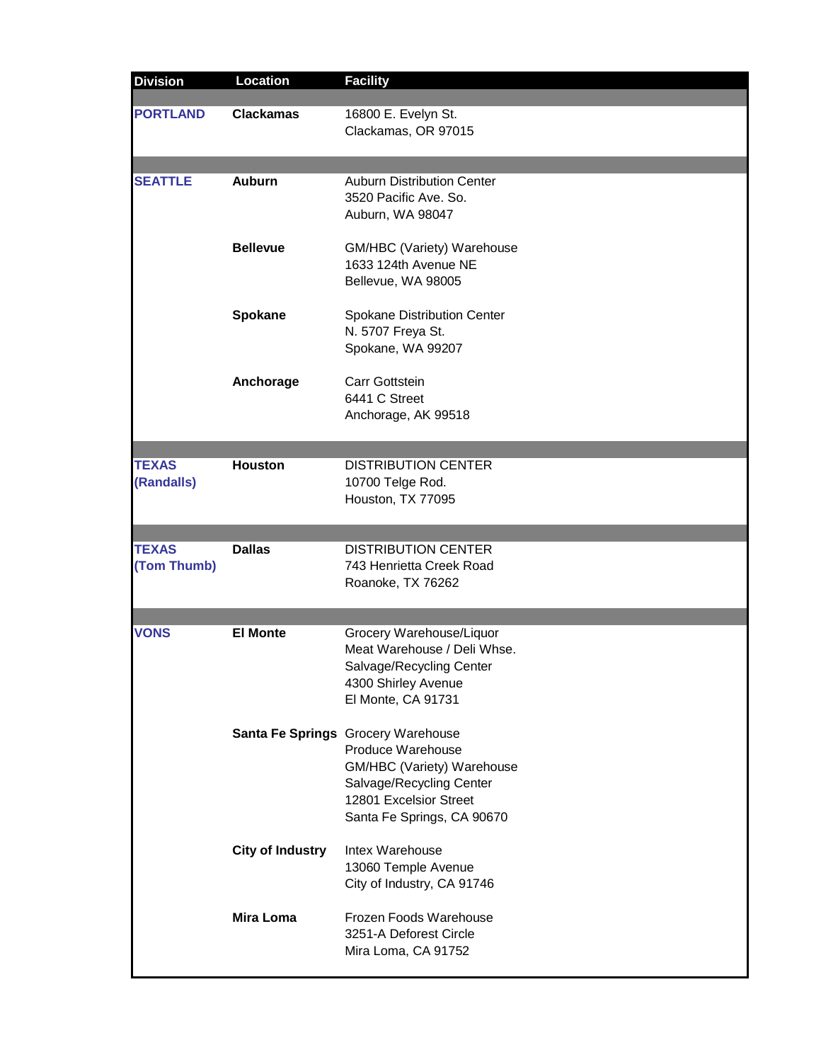| Division | Location | Facility |
|---|---|---|
| **PORTLAND** | **Clackamas** | 16800 E. Evelyn St.<br>Clackamas, OR 97015 |
| **SEATTLE** | **Auburn** | Auburn Distribution Center<br>3520 Pacific Ave. So.<br>Auburn, WA 98047 |
| | **Bellevue** | GM/HBC (Variety) Warehouse<br>1633 124th Avenue NE<br>Bellevue, WA 98005 |
| | **Spokane** | Spokane Distribution Center<br>N. 5707 Freya St.<br>Spokane, WA 99207 |
| | **Anchorage** | Carr Gottstein<br>6441 C Street<br>Anchorage, AK 99518 |
| **TEXAS (Randalls)** | **Houston** | DISTRIBUTION CENTER<br>10700 Telge Rod.<br>Houston, TX 77095 |
| **TEXAS (Tom Thumb)** | **Dallas** | DISTRIBUTION CENTER<br>743 Henrietta Creek Road<br>Roanoke, TX 76262 |
| **VONS** | **El Monte** | Grocery Warehouse/Liquor<br>Meat Warehouse / Deli Whse.<br>Salvage/Recycling Center<br>4300 Shirley Avenue<br>El Monte, CA 91731 |
| | **Santa Fe Springs** | Grocery Warehouse<br>Produce Warehouse<br>GM/HBC (Variety) Warehouse<br>Salvage/Recycling Center<br>12801 Excelsior Street<br>Santa Fe Springs, CA 90670 |
| | **City of Industry** | Intex Warehouse<br>13060 Temple Avenue<br>City of Industry, CA 91746 |
| | **Mira Loma** | Frozen Foods Warehouse<br>3251-A Deforest Circle<br>Mira Loma, CA 91752 |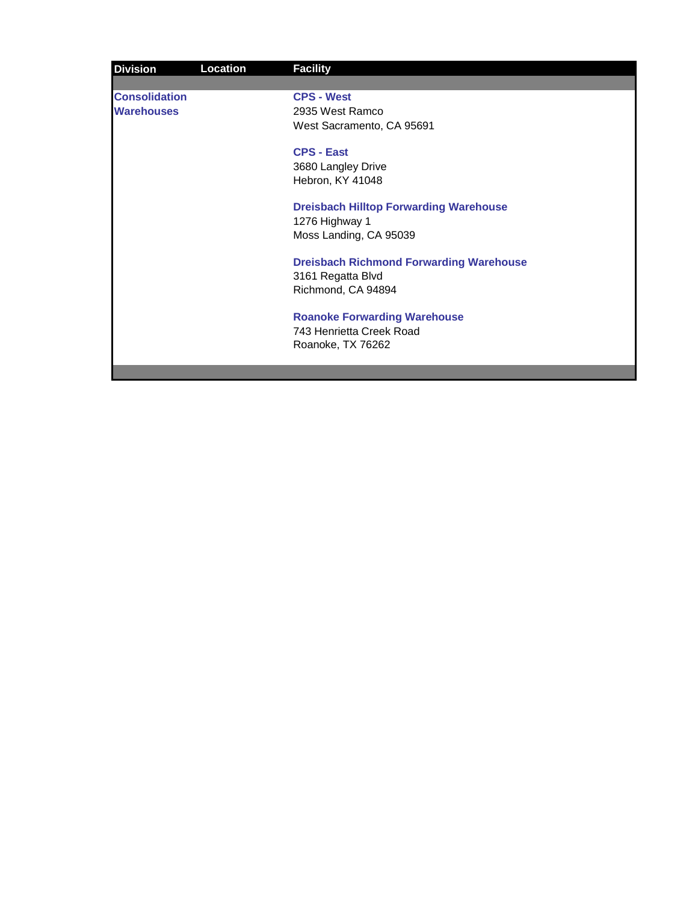| Division | Location | Facility |
| --- | --- | --- |
| **Consolidation Warehouses** | | **CPS - West**<br>2935 West Ramco<br>West Sacramento, CA 95691 |
| | | **CPS - East**<br>3680 Langley Drive<br>Hebron, KY 41048 |
| | | **Dreisbach Hilltop Forwarding Warehouse**<br>1276 Highway 1<br>Moss Landing, CA 95039 |
| | | **Dreisbach Richmond Forwarding Warehouse**<br>3161 Regatta Blvd<br>Richmond, CA 94894 |
| | | **Roanoke Forwarding Warehouse**<br>743 Henrietta Creek Road<br>Roanoke, TX 76262 |